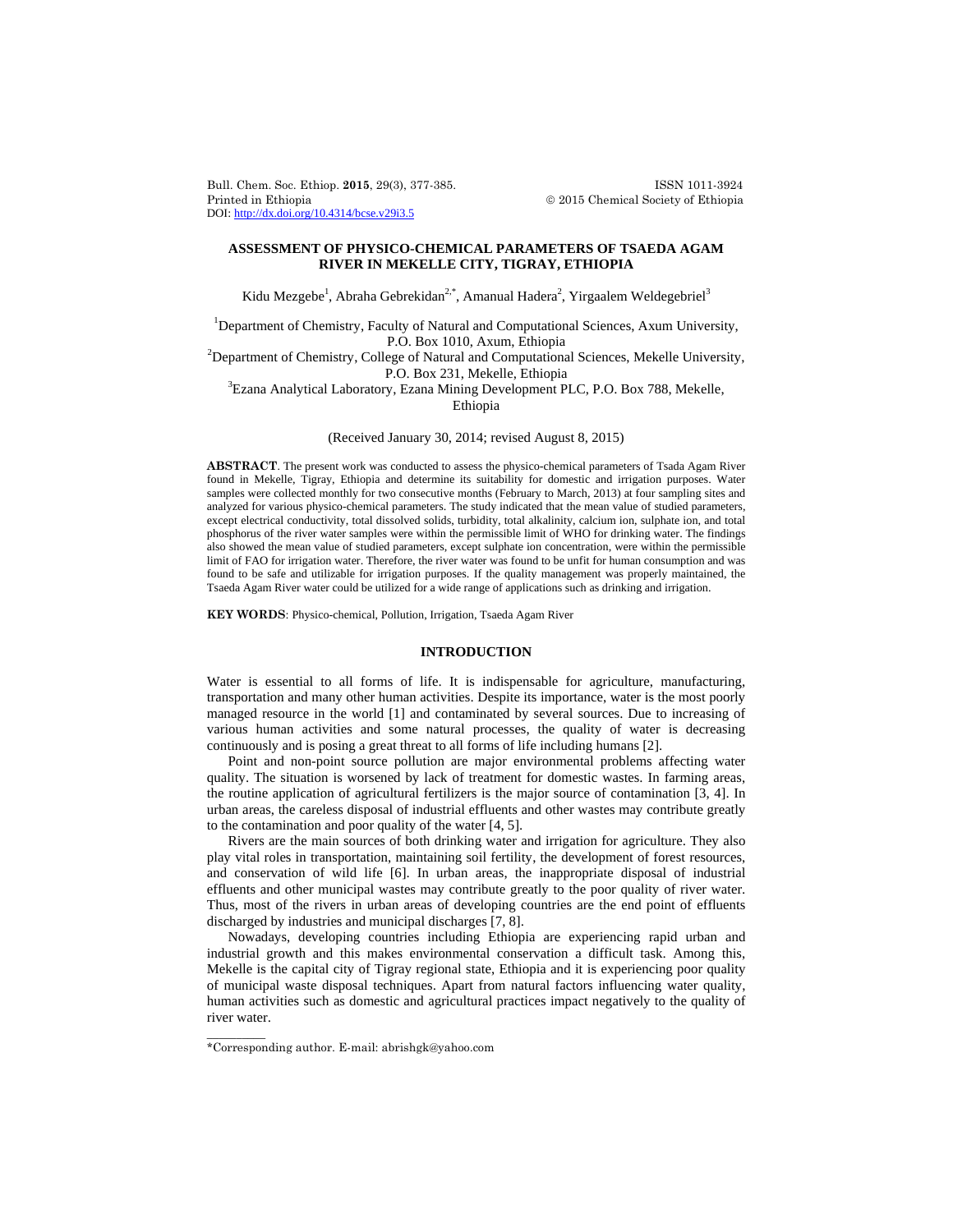# ASSESSMENT OF PHYSICO-CHEMICAL PARAMETERS OF TSAEDA AGAM RIVER IN MEKELLE CITY, TIGRAY, ETHIOPIA

Kidu Mezgebe[1], Abraha Gebrekidan[2,*], Amanual Hadera[2], Yirgaalem Weldegebriel[3]

[1]Department of Chemistry, Faculty of Natural and Computational Sciences, Axum University, P.O. Box 1010, Axum, Ethiopia

[2]Department of Chemistry, College of Natural and Computational Sciences, Mekelle University, P.O. Box 231, Mekelle, Ethiopia

[3]Ezana Analytical Laboratory, Ezana Mining Development PLC, P.O. Box 788, Mekelle, Ethiopia

(Received January 30, 2014; revised August 8, 2015)

**ABSTRACT**. The present work was conducted to assess the physico-chemical parameters of Tsada Agam River found in Mekelle, Tigray, Ethiopia and determine its suitability for domestic and irrigation purposes. Water samples were collected monthly for two consecutive months (February to March, 2013) at four sampling sites and analyzed for various physico-chemical parameters. The study indicated that the mean value of studied parameters, except electrical conductivity, total dissolved solids, turbidity, total alkalinity, calcium ion, sulphate ion, and total phosphorus of the river water samples were within the permissible limit of WHO for drinking water. The findings also showed the mean value of studied parameters, except sulphate ion concentration, were within the permissible limit of FAO for irrigation water. Therefore, the river water was found to be unfit for human consumption and was found to be safe and utilizable for irrigation purposes. If the quality management was properly maintained, the Tsaeda Agam River water could be utilized for a wide range of applications such as drinking and irrigation.

**KEY WORDS**: Physico-chemical, Pollution, Irrigation, Tsaeda Agam River

## INTRODUCTION

Water is essential to all forms of life. It is indispensable for agriculture, manufacturing, transportation and many other human activities. Despite its importance, water is the most poorly managed resource in the world [1] and contaminated by several sources. Due to increasing of various human activities and some natural processes, the quality of water is decreasing continuously and is posing a great threat to all forms of life including humans [2].

Point and non-point source pollution are major environmental problems affecting water quality. The situation is worsened by lack of treatment for domestic wastes. In farming areas, the routine application of agricultural fertilizers is the major source of contamination [3, 4]. In urban areas, the careless disposal of industrial effluents and other wastes may contribute greatly to the contamination and poor quality of the water [4, 5].

Rivers are the main sources of both drinking water and irrigation for agriculture. They also play vital roles in transportation, maintaining soil fertility, the development of forest resources, and conservation of wild life [6]. In urban areas, the inappropriate disposal of industrial effluents and other municipal wastes may contribute greatly to the poor quality of river water. Thus, most of the rivers in urban areas of developing countries are the end point of effluents discharged by industries and municipal discharges [7, 8].

Nowadays, developing countries including Ethiopia are experiencing rapid urban and industrial growth and this makes environmental conservation a difficult task. Among this, Mekelle is the capital city of Tigray regional state, Ethiopia and it is experiencing poor quality of municipal waste disposal techniques. Apart from natural factors influencing water quality, human activities such as domestic and agricultural practices impact negatively to the quality of river water.

*Corresponding author. E-mail: abrishgk@yahoo.com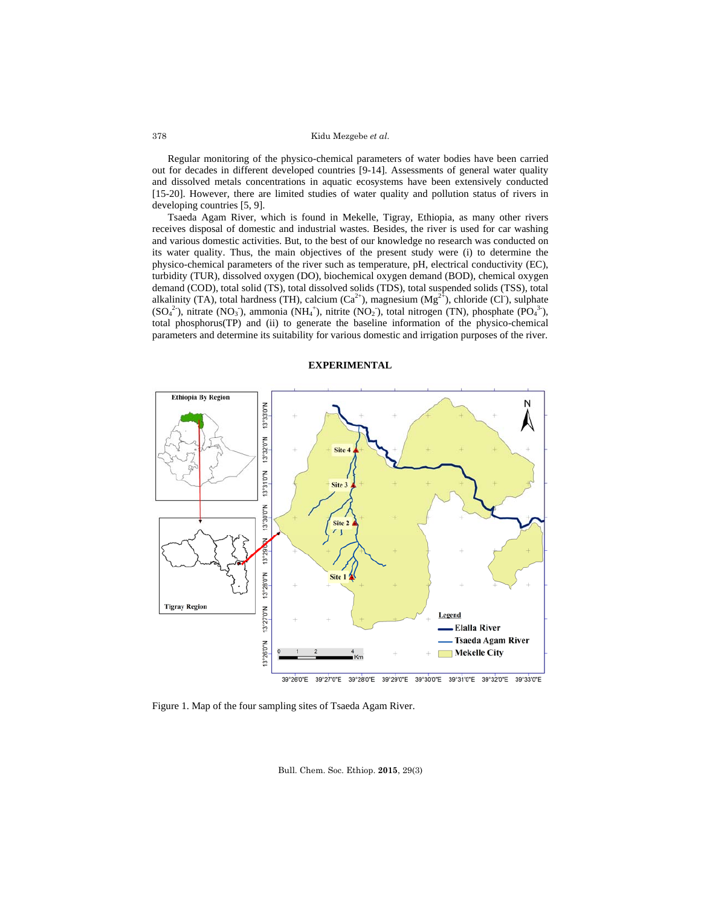Regular monitoring of the physico-chemical parameters of water bodies have been carried out for decades in different developed countries [9-14]. Assessments of general water quality and dissolved metals concentrations in aquatic ecosystems have been extensively conducted [15-20]. However, there are limited studies of water quality and pollution status of rivers in developing countries [5, 9].

Tsaeda Agam River, which is found in Mekelle, Tigray, Ethiopia, as many other rivers receives disposal of domestic and industrial wastes. Besides, the river is used for car washing and various domestic activities. But, to the best of our knowledge no research was conducted on its water quality. Thus, the main objectives of the present study were (i) to determine the physico-chemical parameters of the river such as temperature, pH, electrical conductivity (EC), turbidity (TUR), dissolved oxygen (DO), biochemical oxygen demand (BOD), chemical oxygen demand (COD), total solid (TS), total dissolved solids (TDS), total suspended solids (TSS), total alkalinity (TA), total hardness (TH), calcium ($Ca^{2+}$), magnesium ($Mg^{2+}$), chloride ($Cl^-$), sulphate ($SO_4^{2-}$), nitrate ($NO_3^-$), ammonia ($NH_4^+$), nitrite ($NO_2^-$), total nitrogen (TN), phosphate ($PO_4^{3-}$), total phosphorus(TP) and (ii) to generate the baseline information of the physico-chemical parameters and determine its suitability for various domestic and irrigation purposes of the river.

## EXPERIMENTAL

Figure 1. Map of the four sampling sites of Tsaeda Agam River.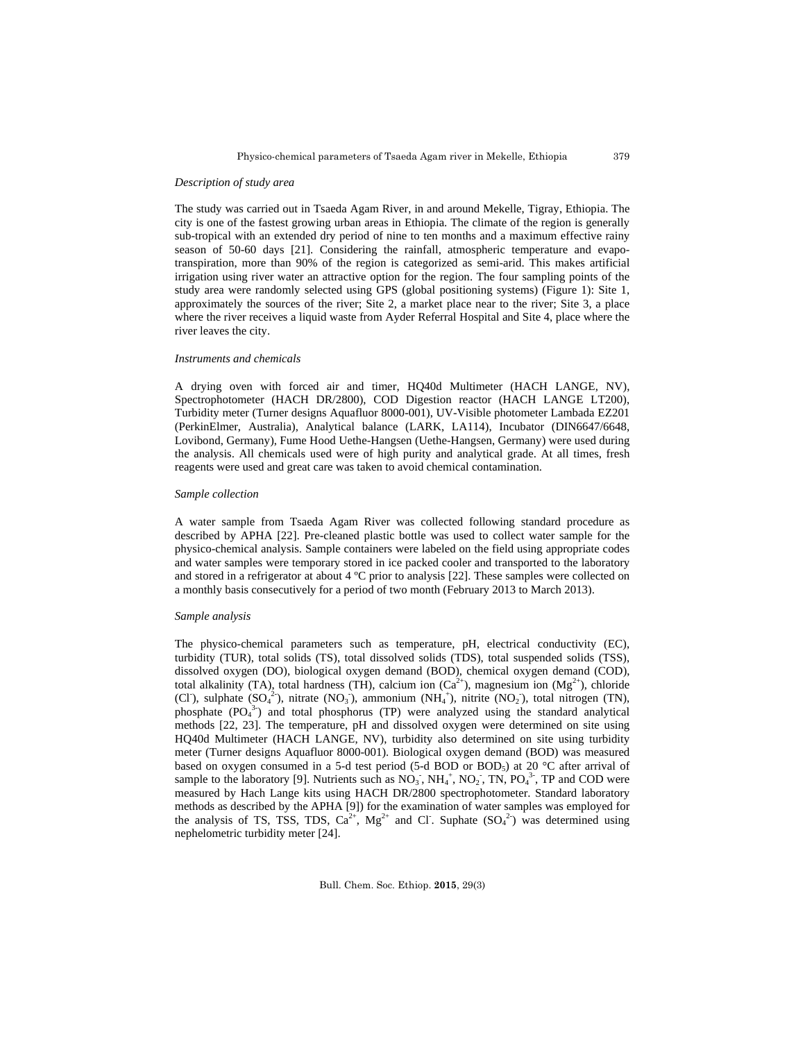*Description of study area*

The study was carried out in Tsaeda Agam River, in and around Mekelle, Tigray, Ethiopia. The city is one of the fastest growing urban areas in Ethiopia. The climate of the region is generally sub-tropical with an extended dry period of nine to ten months and a maximum effective rainy season of 50-60 days [21]. Considering the rainfall, atmospheric temperature and evapo-transpiration, more than 90% of the region is categorized as semi-arid. This makes artificial irrigation using river water an attractive option for the region. The four sampling points of the study area were randomly selected using GPS (global positioning systems) (Figure 1): Site 1, approximately the sources of the river; Site 2, a market place near to the river; Site 3, a place where the river receives a liquid waste from Ayder Referral Hospital and Site 4, place where the river leaves the city.

*Instruments and chemicals*

A drying oven with forced air and timer, HQ40d Multimeter (HACH LANGE, NV), Spectrophotometer (HACH DR/2800), COD Digestion reactor (HACH LANGE LT200), Turbidity meter (Turner designs Aquafluor 8000-001), UV-Visible photometer Lambada EZ201 (PerkinElmer, Australia), Analytical balance (LARK, LA114), Incubator (DIN6647/6648, Lovibond, Germany), Fume Hood Uethe-Hangsen (Uethe-Hangsen, Germany) were used during the analysis. All chemicals used were of high purity and analytical grade. At all times, fresh reagents were used and great care was taken to avoid chemical contamination.

*Sample collection*

A water sample from Tsaeda Agam River was collected following standard procedure as described by APHA [22]. Pre-cleaned plastic bottle was used to collect water sample for the physico-chemical analysis. Sample containers were labeled on the field using appropriate codes and water samples were temporary stored in ice packed cooler and transported to the laboratory and stored in a refrigerator at about 4 ºC prior to analysis [22]. These samples were collected on a monthly basis consecutively for a period of two month (February 2013 to March 2013).

*Sample analysis*

The physico-chemical parameters such as temperature, pH, electrical conductivity (EC), turbidity (TUR), total solids (TS), total dissolved solids (TDS), total suspended solids (TSS), dissolved oxygen (DO), biological oxygen demand (BOD), chemical oxygen demand (COD), total alkalinity (TA), total hardness (TH), calcium ion ($Ca^{2+}$), magnesium ion ($Mg^{2+}$), chloride ($Cl^-$), sulphate ($SO_4^{2-}$), nitrate ($NO_3^-$), ammonium ($NH_4^+$), nitrite ($NO_2^-$), total nitrogen (TN), phosphate ($PO_4^{3-}$) and total phosphorus (TP) were analyzed using the standard analytical methods [22, 23]. The temperature, pH and dissolved oxygen were determined on site using HQ40d Multimeter (HACH LANGE, NV), turbidity also determined on site using turbidity meter (Turner designs Aquafluor 8000-001). Biological oxygen demand (BOD) was measured based on oxygen consumed in a 5-d test period (5-d BOD or $BOD_5$) at 20 °C after arrival of sample to the laboratory [9]. Nutrients such as $NO_3^-$, $NH_4^+$, $NO_2^-$, TN, $PO_4^{3-}$, TP and COD were measured by Hach Lange kits using HACH DR/2800 spectrophotometer. Standard laboratory methods as described by the APHA [9]) for the examination of water samples was employed for the analysis of TS, TSS, TDS, $Ca^{2+}$, $Mg^{2+}$ and $Cl^-$. Suphate ($SO_4^{2-}$) was determined using nephelometric turbidity meter [24].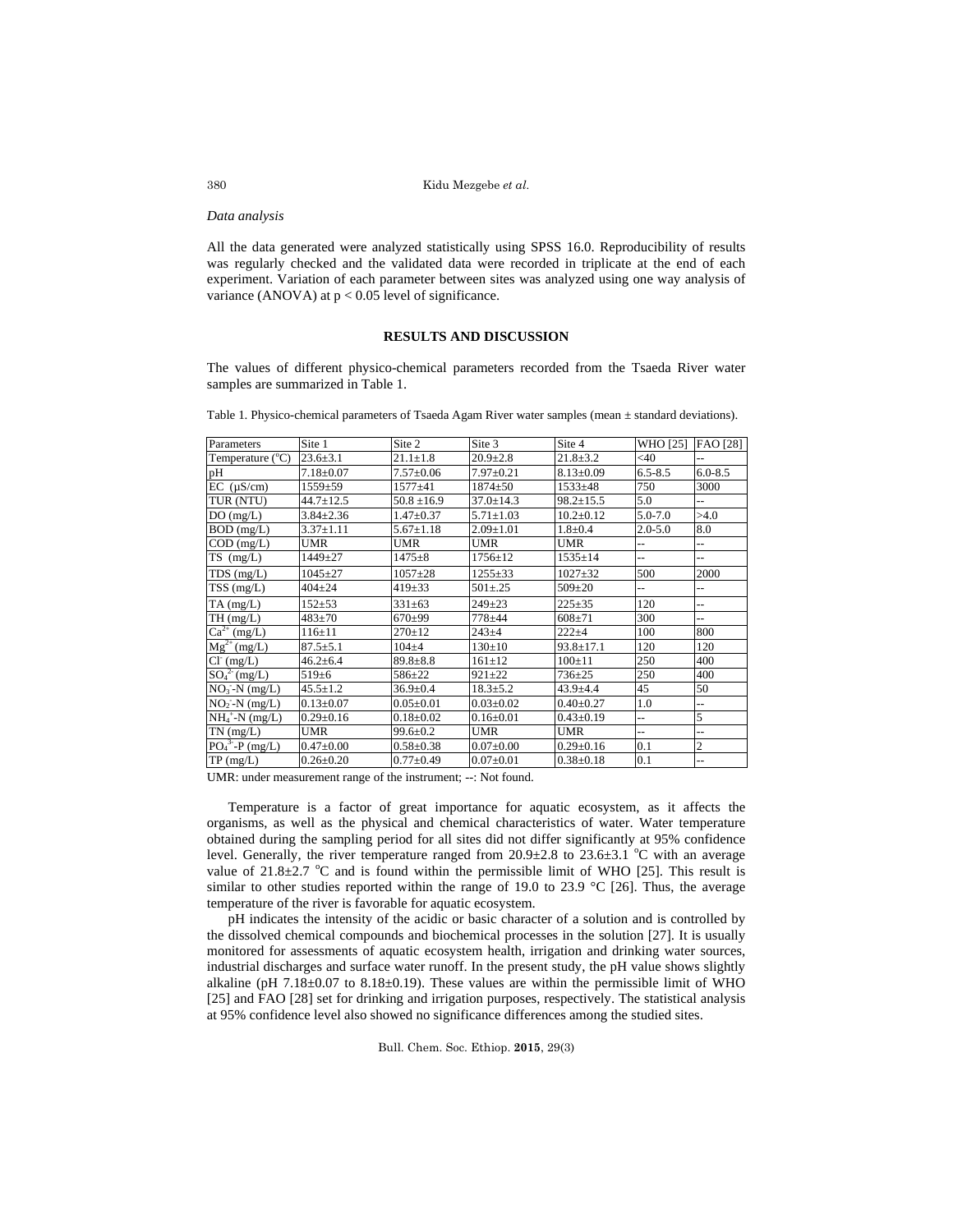*Data analysis*

All the data generated were analyzed statistically using SPSS 16.0. Reproducibility of results was regularly checked and the validated data were recorded in triplicate at the end of each experiment. Variation of each parameter between sites was analyzed using one way analysis of variance (ANOVA) at $p < 0.05$ level of significance.

## RESULTS AND DISCUSSION

The values of different physico-chemical parameters recorded from the Tsaeda River water samples are summarized in Table 1.

Table 1. Physico-chemical parameters of Tsaeda Agam River water samples (mean ± standard deviations).

| Parameters | Site 1 | Site 2 | Site 3 | Site 4 | WHO [25] | FAO [28] |
|---|---|---|---|---|---|---|
| Temperature (°C) | 23.6±3.1 | 21.1±1.8 | 20.9±2.8 | 21.8±3.2 | <40 | -- |
| pH | 7.18±0.07 | 7.57±0.06 | 7.97±0.21 | 8.13±0.09 | 6.5-8.5 | 6.0-8.5 |
| EC (μS/cm) | 1559±59 | 1577±41 | 1874±50 | 1533±48 | 750 | 3000 |
| TUR (NTU) | 44.7±12.5 | 50.8 ±16.9 | 37.0±14.3 | 98.2±15.5 | 5.0 | -- |
| DO (mg/L) | 3.84±2.36 | 1.47±0.37 | 5.71±1.03 | 10.2±0.12 | 5.0-7.0 | >4.0 |
| BOD (mg/L) | 3.37±1.11 | 5.67±1.18 | 2.09±1.01 | 1.8±0.4 | 2.0-5.0 | 8.0 |
| COD (mg/L) | UMR | UMR | UMR | UMR | -- | -- |
| TS (mg/L) | 1449±27 | 1475±8 | 1756±12 | 1535±14 | -- | -- |
| TDS (mg/L) | 1045±27 | 1057±28 | 1255±33 | 1027±32 | 500 | 2000 |
| TSS (mg/L) | 404±24 | 419±33 | 501±.25 | 509±20 | -- | -- |
| TA (mg/L) | 152±53 | 331±63 | 249±23 | 225±35 | 120 | -- |
| TH (mg/L) | 483±70 | 670±99 | 778±44 | 608±71 | 300 | -- |
| $Ca^{2+}$ (mg/L) | 116±11 | 270±12 | 243±4 | 222±4 | 100 | 800 |
| $Mg^{2+}$ (mg/L) | 87.5±5.1 | 104±4 | 130±10 | 93.8±17.1 | 120 | 120 |
| $Cl^-$ (mg/L) | 46.2±6.4 | 89.8±8.8 | 161±12 | 100±11 | 250 | 400 |
| $SO_4^{2-}$ (mg/L) | 519±6 | 586±22 | 921±22 | 736±25 | 250 | 400 |
| $NO_3^-$-N (mg/L) | 45.5±1.2 | 36.9±0.4 | 18.3±5.2 | 43.9±4.4 | 45 | 50 |
| $NO_2^-$-N (mg/L) | 0.13±0.07 | 0.05±0.01 | 0.03±0.02 | 0.40±0.27 | 1.0 | -- |
| $NH_4^+$-N (mg/L) | 0.29±0.16 | 0.18±0.02 | 0.16±0.01 | 0.43±0.19 | -- | 5 |
| TN (mg/L) | UMR | 99.6±0.2 | UMR | UMR | -- | -- |
| $PO_4^{3-}$-P (mg/L) | 0.47±0.00 | 0.58±0.38 | 0.07±0.00 | 0.29±0.16 | 0.1 | 2 |
| TP (mg/L) | 0.26±0.20 | 0.77±0.49 | 0.07±0.01 | 0.38±0.18 | 0.1 | -- |

UMR: under measurement range of the instrument; --: Not found.

Temperature is a factor of great importance for aquatic ecosystem, as it affects the organisms, as well as the physical and chemical characteristics of water. Water temperature obtained during the sampling period for all sites did not differ significantly at 95% confidence level. Generally, the river temperature ranged from 20.9±2.8 to 23.6±3.1 °C with an average value of 21.8±2.7 °C and is found within the permissible limit of WHO [25]. This result is similar to other studies reported within the range of 19.0 to 23.9 °C [26]. Thus, the average temperature of the river is favorable for aquatic ecosystem.

pH indicates the intensity of the acidic or basic character of a solution and is controlled by the dissolved chemical compounds and biochemical processes in the solution [27]. It is usually monitored for assessments of aquatic ecosystem health, irrigation and drinking water sources, industrial discharges and surface water runoff. In the present study, the pH value shows slightly alkaline (pH 7.18±0.07 to 8.18±0.19). These values are within the permissible limit of WHO [25] and FAO [28] set for drinking and irrigation purposes, respectively. The statistical analysis at 95% confidence level also showed no significance differences among the studied sites.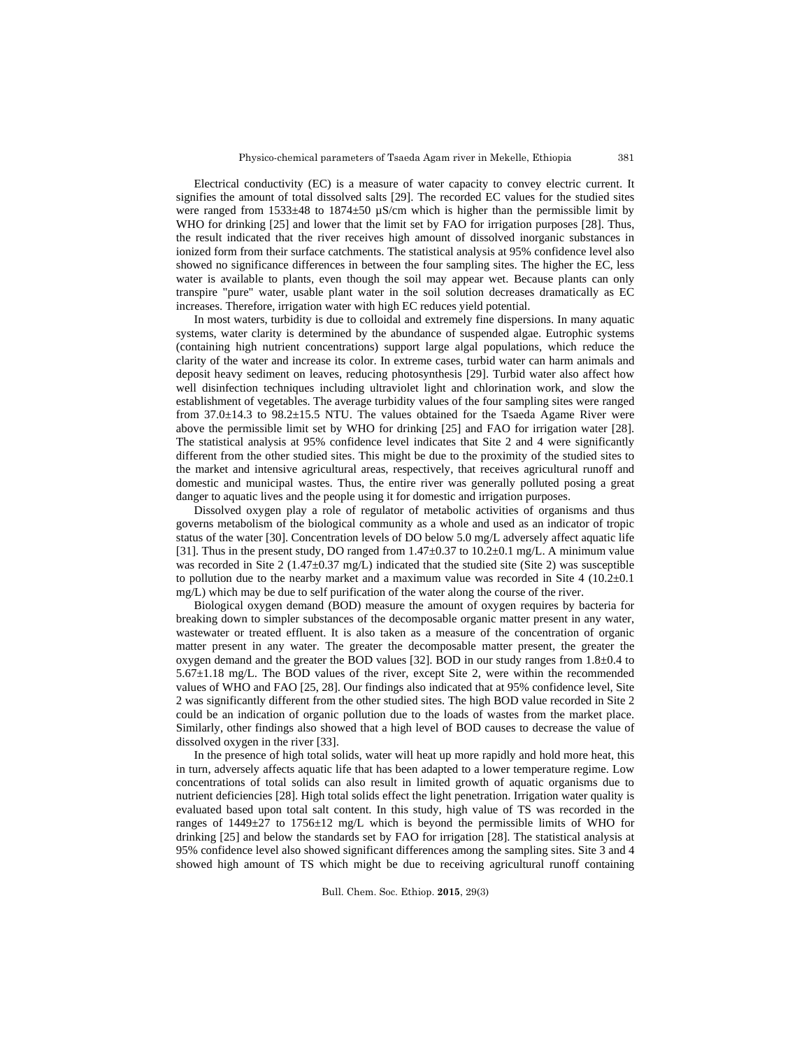Electrical conductivity (EC) is a measure of water capacity to convey electric current. It signifies the amount of total dissolved salts [29]. The recorded EC values for the studied sites were ranged from 1533±48 to 1874±50 µS/cm which is higher than the permissible limit by WHO for drinking [25] and lower that the limit set by FAO for irrigation purposes [28]. Thus, the result indicated that the river receives high amount of dissolved inorganic substances in ionized form from their surface catchments. The statistical analysis at 95% confidence level also showed no significance differences in between the four sampling sites. The higher the EC, less water is available to plants, even though the soil may appear wet. Because plants can only transpire "pure" water, usable plant water in the soil solution decreases dramatically as EC increases. Therefore, irrigation water with high EC reduces yield potential.

In most waters, turbidity is due to colloidal and extremely fine dispersions. In many aquatic systems, water clarity is determined by the abundance of suspended algae. Eutrophic systems (containing high nutrient concentrations) support large algal populations, which reduce the clarity of the water and increase its color. In extreme cases, turbid water can harm animals and deposit heavy sediment on leaves, reducing photosynthesis [29]. Turbid water also affect how well disinfection techniques including ultraviolet light and chlorination work, and slow the establishment of vegetables. The average turbidity values of the four sampling sites were ranged from 37.0±14.3 to 98.2±15.5 NTU. The values obtained for the Tsaeda Agame River were above the permissible limit set by WHO for drinking [25] and FAO for irrigation water [28]. The statistical analysis at 95% confidence level indicates that Site 2 and 4 were significantly different from the other studied sites. This might be due to the proximity of the studied sites to the market and intensive agricultural areas, respectively, that receives agricultural runoff and domestic and municipal wastes. Thus, the entire river was generally polluted posing a great danger to aquatic lives and the people using it for domestic and irrigation purposes.

Dissolved oxygen play a role of regulator of metabolic activities of organisms and thus governs metabolism of the biological community as a whole and used as an indicator of tropic status of the water [30]. Concentration levels of DO below 5.0 mg/L adversely affect aquatic life [31]. Thus in the present study, DO ranged from 1.47±0.37 to 10.2±0.1 mg/L. A minimum value was recorded in Site 2 (1.47±0.37 mg/L) indicated that the studied site (Site 2) was susceptible to pollution due to the nearby market and a maximum value was recorded in Site 4 (10.2±0.1 mg/L) which may be due to self purification of the water along the course of the river.

Biological oxygen demand (BOD) measure the amount of oxygen requires by bacteria for breaking down to simpler substances of the decomposable organic matter present in any water, wastewater or treated effluent. It is also taken as a measure of the concentration of organic matter present in any water. The greater the decomposable matter present, the greater the oxygen demand and the greater the BOD values [32]. BOD in our study ranges from 1.8±0.4 to 5.67±1.18 mg/L. The BOD values of the river, except Site 2, were within the recommended values of WHO and FAO [25, 28]. Our findings also indicated that at 95% confidence level, Site 2 was significantly different from the other studied sites. The high BOD value recorded in Site 2 could be an indication of organic pollution due to the loads of wastes from the market place. Similarly, other findings also showed that a high level of BOD causes to decrease the value of dissolved oxygen in the river [33].

In the presence of high total solids, water will heat up more rapidly and hold more heat, this in turn, adversely affects aquatic life that has been adapted to a lower temperature regime. Low concentrations of total solids can also result in limited growth of aquatic organisms due to nutrient deficiencies [28]. High total solids effect the light penetration. Irrigation water quality is evaluated based upon total salt content. In this study, high value of TS was recorded in the ranges of 1449±27 to 1756±12 mg/L which is beyond the permissible limits of WHO for drinking [25] and below the standards set by FAO for irrigation [28]. The statistical analysis at 95% confidence level also showed significant differences among the sampling sites. Site 3 and 4 showed high amount of TS which might be due to receiving agricultural runoff containing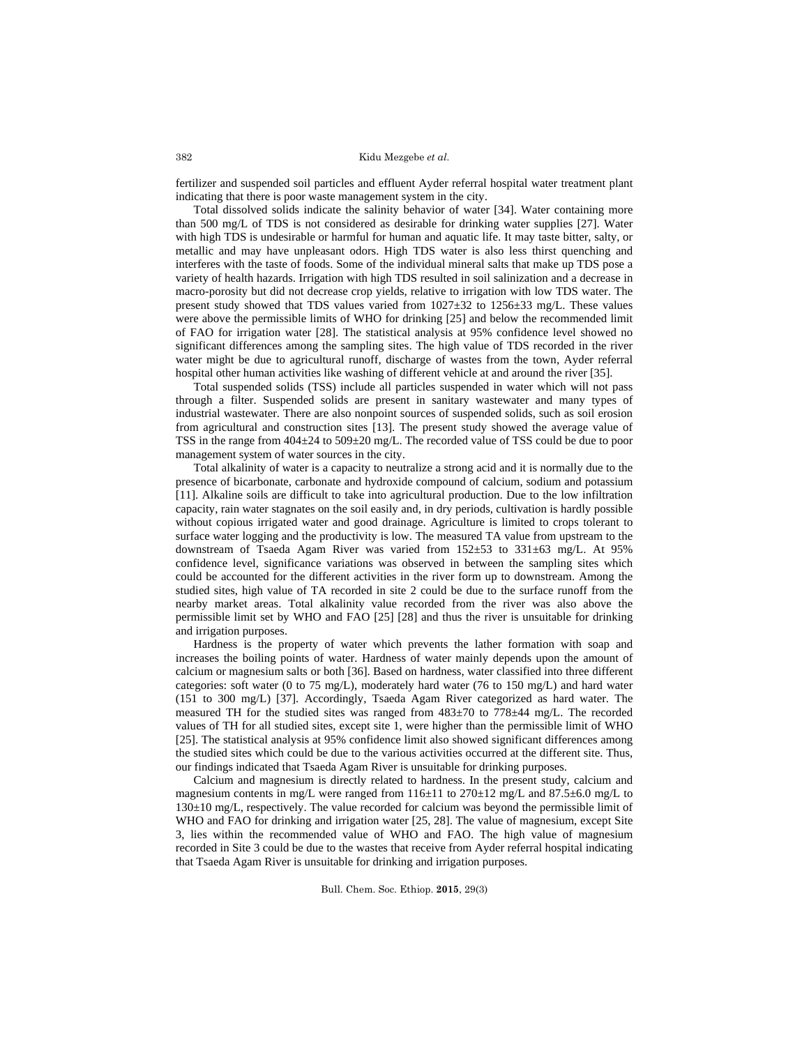fertilizer and suspended soil particles and effluent Ayder referral hospital water treatment plant indicating that there is poor waste management system in the city.

Total dissolved solids indicate the salinity behavior of water [34]. Water containing more than 500 mg/L of TDS is not considered as desirable for drinking water supplies [27]. Water with high TDS is undesirable or harmful for human and aquatic life. It may taste bitter, salty, or metallic and may have unpleasant odors. High TDS water is also less thirst quenching and interferes with the taste of foods. Some of the individual mineral salts that make up TDS pose a variety of health hazards. Irrigation with high TDS resulted in soil salinization and a decrease in macro-porosity but did not decrease crop yields, relative to irrigation with low TDS water. The present study showed that TDS values varied from 1027±32 to 1256±33 mg/L. These values were above the permissible limits of WHO for drinking [25] and below the recommended limit of FAO for irrigation water [28]. The statistical analysis at 95% confidence level showed no significant differences among the sampling sites. The high value of TDS recorded in the river water might be due to agricultural runoff, discharge of wastes from the town, Ayder referral hospital other human activities like washing of different vehicle at and around the river [35].

Total suspended solids (TSS) include all particles suspended in water which will not pass through a filter. Suspended solids are present in sanitary wastewater and many types of industrial wastewater. There are also nonpoint sources of suspended solids, such as soil erosion from agricultural and construction sites [13]. The present study showed the average value of TSS in the range from 404±24 to 509±20 mg/L. The recorded value of TSS could be due to poor management system of water sources in the city.

Total alkalinity of water is a capacity to neutralize a strong acid and it is normally due to the presence of bicarbonate, carbonate and hydroxide compound of calcium, sodium and potassium [11]. Alkaline soils are difficult to take into agricultural production. Due to the low infiltration capacity, rain water stagnates on the soil easily and, in dry periods, cultivation is hardly possible without copious irrigated water and good drainage. Agriculture is limited to crops tolerant to surface water logging and the productivity is low. The measured TA value from upstream to the downstream of Tsaeda Agam River was varied from 152±53 to 331±63 mg/L. At 95% confidence level, significance variations was observed in between the sampling sites which could be accounted for the different activities in the river form up to downstream. Among the studied sites, high value of TA recorded in site 2 could be due to the surface runoff from the nearby market areas. Total alkalinity value recorded from the river was also above the permissible limit set by WHO and FAO [25] [28] and thus the river is unsuitable for drinking and irrigation purposes.

Hardness is the property of water which prevents the lather formation with soap and increases the boiling points of water. Hardness of water mainly depends upon the amount of calcium or magnesium salts or both [36]. Based on hardness, water classified into three different categories: soft water (0 to 75 mg/L), moderately hard water (76 to 150 mg/L) and hard water (151 to 300 mg/L) [37]. Accordingly, Tsaeda Agam River categorized as hard water. The measured TH for the studied sites was ranged from 483±70 to 778±44 mg/L. The recorded values of TH for all studied sites, except site 1, were higher than the permissible limit of WHO [25]. The statistical analysis at 95% confidence limit also showed significant differences among the studied sites which could be due to the various activities occurred at the different site. Thus, our findings indicated that Tsaeda Agam River is unsuitable for drinking purposes.

Calcium and magnesium is directly related to hardness. In the present study, calcium and magnesium contents in mg/L were ranged from 116±11 to 270±12 mg/L and 87.5±6.0 mg/L to 130±10 mg/L, respectively. The value recorded for calcium was beyond the permissible limit of WHO and FAO for drinking and irrigation water [25, 28]. The value of magnesium, except Site 3, lies within the recommended value of WHO and FAO. The high value of magnesium recorded in Site 3 could be due to the wastes that receive from Ayder referral hospital indicating that Tsaeda Agam River is unsuitable for drinking and irrigation purposes.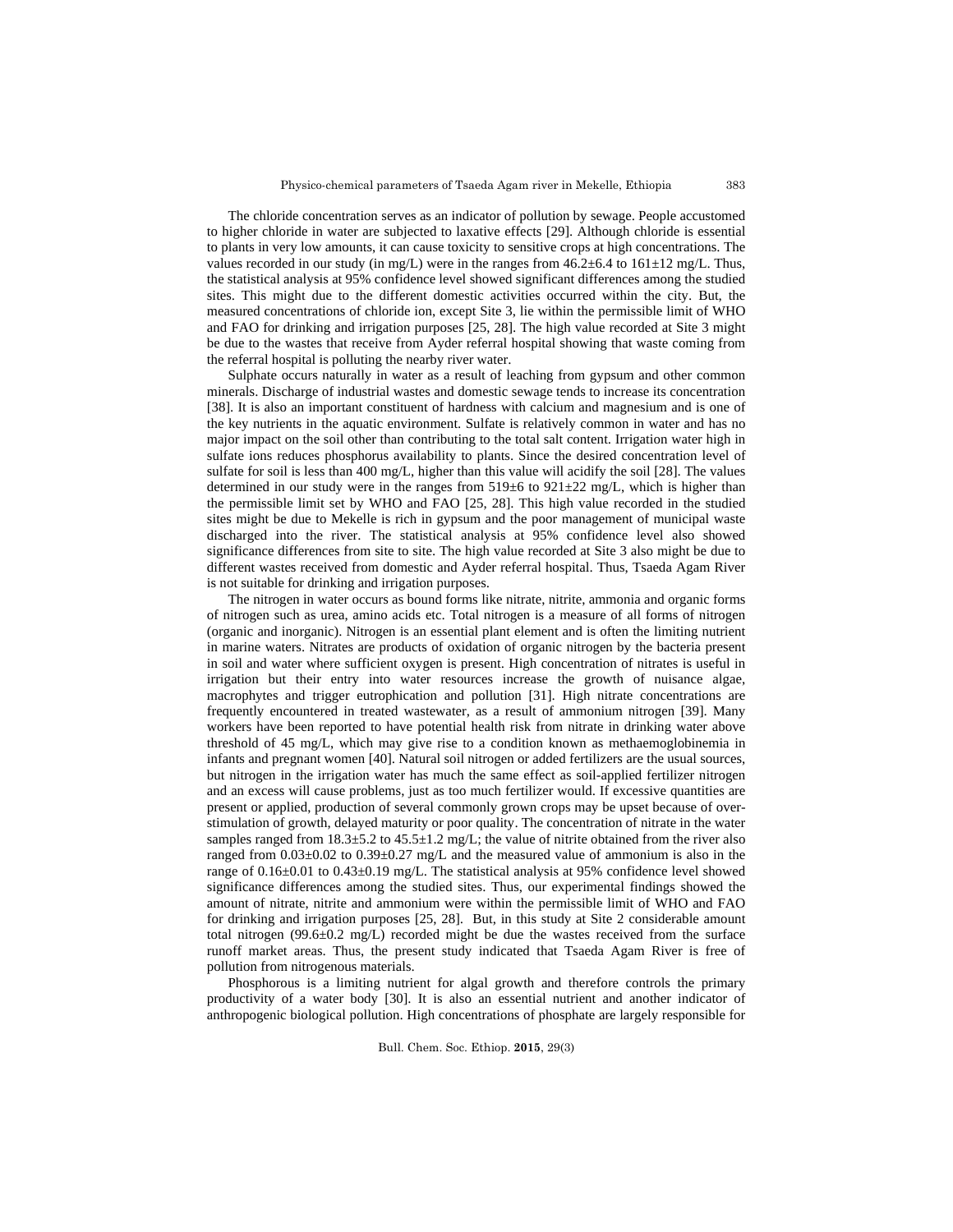The chloride concentration serves as an indicator of pollution by sewage. People accustomed to higher chloride in water are subjected to laxative effects [29]. Although chloride is essential to plants in very low amounts, it can cause toxicity to sensitive crops at high concentrations. The values recorded in our study (in mg/L) were in the ranges from 46.2±6.4 to 161±12 mg/L. Thus, the statistical analysis at 95% confidence level showed significant differences among the studied sites. This might due to the different domestic activities occurred within the city. But, the measured concentrations of chloride ion, except Site 3, lie within the permissible limit of WHO and FAO for drinking and irrigation purposes [25, 28]. The high value recorded at Site 3 might be due to the wastes that receive from Ayder referral hospital showing that waste coming from the referral hospital is polluting the nearby river water.

Sulphate occurs naturally in water as a result of leaching from gypsum and other common minerals. Discharge of industrial wastes and domestic sewage tends to increase its concentration [38]. It is also an important constituent of hardness with calcium and magnesium and is one of the key nutrients in the aquatic environment. Sulfate is relatively common in water and has no major impact on the soil other than contributing to the total salt content. Irrigation water high in sulfate ions reduces phosphorus availability to plants. Since the desired concentration level of sulfate for soil is less than 400 mg/L, higher than this value will acidify the soil [28]. The values determined in our study were in the ranges from 519±6 to 921±22 mg/L, which is higher than the permissible limit set by WHO and FAO [25, 28]. This high value recorded in the studied sites might be due to Mekelle is rich in gypsum and the poor management of municipal waste discharged into the river. The statistical analysis at 95% confidence level also showed significance differences from site to site. The high value recorded at Site 3 also might be due to different wastes received from domestic and Ayder referral hospital. Thus, Tsaeda Agam River is not suitable for drinking and irrigation purposes.

The nitrogen in water occurs as bound forms like nitrate, nitrite, ammonia and organic forms of nitrogen such as urea, amino acids etc. Total nitrogen is a measure of all forms of nitrogen (organic and inorganic). Nitrogen is an essential plant element and is often the limiting nutrient in marine waters. Nitrates are products of oxidation of organic nitrogen by the bacteria present in soil and water where sufficient oxygen is present. High concentration of nitrates is useful in irrigation but their entry into water resources increase the growth of nuisance algae, macrophytes and trigger eutrophication and pollution [31]. High nitrate concentrations are frequently encountered in treated wastewater, as a result of ammonium nitrogen [39]. Many workers have been reported to have potential health risk from nitrate in drinking water above threshold of 45 mg/L, which may give rise to a condition known as methaemoglobinemia in infants and pregnant women [40]. Natural soil nitrogen or added fertilizers are the usual sources, but nitrogen in the irrigation water has much the same effect as soil-applied fertilizer nitrogen and an excess will cause problems, just as too much fertilizer would. If excessive quantities are present or applied, production of several commonly grown crops may be upset because of over-stimulation of growth, delayed maturity or poor quality. The concentration of nitrate in the water samples ranged from 18.3±5.2 to 45.5±1.2 mg/L; the value of nitrite obtained from the river also ranged from 0.03±0.02 to 0.39±0.27 mg/L and the measured value of ammonium is also in the range of 0.16±0.01 to 0.43±0.19 mg/L. The statistical analysis at 95% confidence level showed significance differences among the studied sites. Thus, our experimental findings showed the amount of nitrate, nitrite and ammonium were within the permissible limit of WHO and FAO for drinking and irrigation purposes [25, 28]. But, in this study at Site 2 considerable amount total nitrogen (99.6±0.2 mg/L) recorded might be due the wastes received from the surface runoff market areas. Thus, the present study indicated that Tsaeda Agam River is free of pollution from nitrogenous materials.

Phosphorous is a limiting nutrient for algal growth and therefore controls the primary productivity of a water body [30]. It is also an essential nutrient and another indicator of anthropogenic biological pollution. High concentrations of phosphate are largely responsible for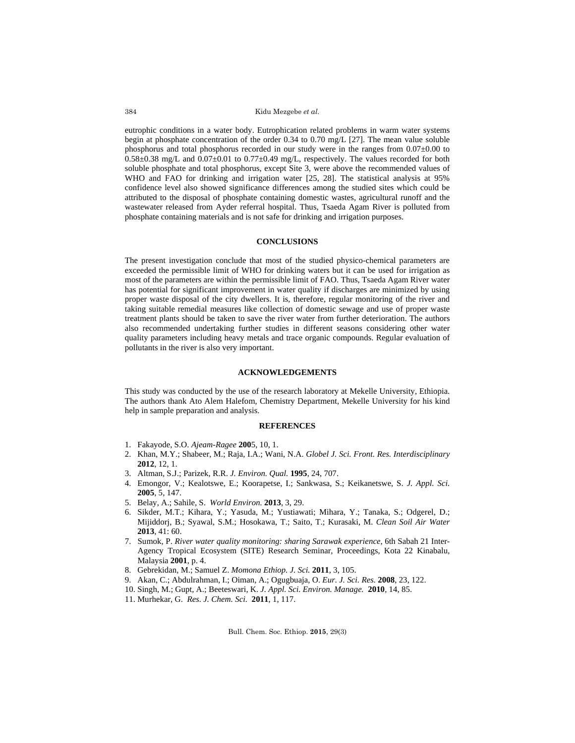eutrophic conditions in a water body. Eutrophication related problems in warm water systems begin at phosphate concentration of the order 0.34 to 0.70 mg/L [27]. The mean value soluble phosphorus and total phosphorus recorded in our study were in the ranges from 0.07±0.00 to 0.58±0.38 mg/L and 0.07±0.01 to 0.77±0.49 mg/L, respectively. The values recorded for both soluble phosphate and total phosphorus, except Site 3, were above the recommended values of WHO and FAO for drinking and irrigation water [25, 28]. The statistical analysis at 95% confidence level also showed significance differences among the studied sites which could be attributed to the disposal of phosphate containing domestic wastes, agricultural runoff and the wastewater released from Ayder referral hospital. Thus, Tsaeda Agam River is polluted from phosphate containing materials and is not safe for drinking and irrigation purposes.

## CONCLUSIONS

The present investigation conclude that most of the studied physico-chemical parameters are exceeded the permissible limit of WHO for drinking waters but it can be used for irrigation as most of the parameters are within the permissible limit of FAO. Thus, Tsaeda Agam River water has potential for significant improvement in water quality if discharges are minimized by using proper waste disposal of the city dwellers. It is, therefore, regular monitoring of the river and taking suitable remedial measures like collection of domestic sewage and use of proper waste treatment plants should be taken to save the river water from further deterioration. The authors also recommended undertaking further studies in different seasons considering other water quality parameters including heavy metals and trace organic compounds. Regular evaluation of pollutants in the river is also very important.

## ACKNOWLEDGEMENTS

This study was conducted by the use of the research laboratory at Mekelle University, Ethiopia. The authors thank Ato Alem Halefom, Chemistry Department, Mekelle University for his kind help in sample preparation and analysis.

## REFERENCES

1. Fakayode, S.O. *Ajeam-Ragee* **200**5, 10, 1.
2. Khan, M.Y.; Shabeer, M.; Raja, I.A.; Wani, N.A. *Globel J. Sci. Front. Res. Interdisciplinary* **2012**, 12, 1.
3. Altman, S.J.; Parizek, R.R. *J. Environ. Qual.* **1995**, 24, 707.
4. Emongor, V.; Kealotswe, E.; Koorapetse, I.; Sankwasa, S.; Keikanetswe, S. *J. Appl. Sci.* **2005**, 5, 147.
5. Belay, A.; Sahile, S. *World Environ.* **2013**, 3, 29.
6. Sikder, M.T.; Kihara, Y.; Yasuda, M.; Yustiawati; Mihara, Y.; Tanaka, S.; Odgerel, D.; Mijiddorj, B.; Syawal, S.M.; Hosokawa, T.; Saito, T.; Kurasaki, M. *Clean Soil Air Water* **2013**, 41: 60.
7. Sumok, P. *River water quality monitoring: sharing Sarawak experience*, 6th Sabah 21 Inter-Agency Tropical Ecosystem (SITE) Research Seminar, Proceedings, Kota 22 Kinabalu, Malaysia **2001**, p. 4.
8. Gebrekidan, M.; Samuel Z. *Momona Ethiop. J. Sci.* **2011**, 3, 105.
9. Akan, C.; Abdulrahman, I.; Oiman, A.; Ogugbuaja, O. *Eur. J. Sci. Res.* **2008**, 23, 122.
10. Singh, M.; Gupt, A.; Beeteswari, K. *J. Appl. Sci. Environ. Manage.* **2010**, 14, 85.
11. Murhekar, G. *Res. J. Chem. Sci.* **2011**, 1, 117.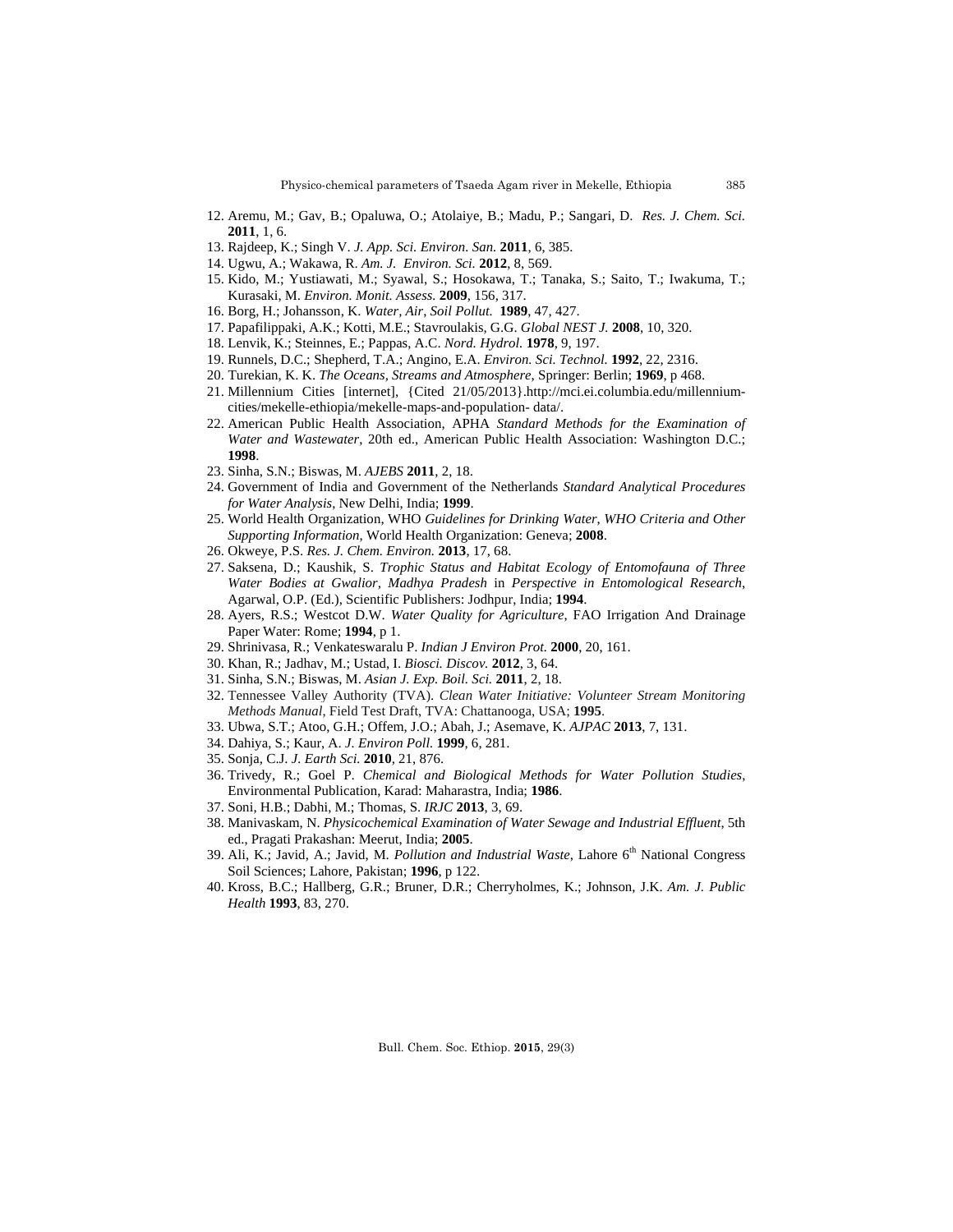12. Aremu, M.; Gav, B.; Opaluwa, O.; Atolaiye, B.; Madu, P.; Sangari, D. *Res. J. Chem. Sci.* **2011**, 1, 6.
13. Rajdeep, K.; Singh V. *J. App. Sci. Environ. San.* **2011**, 6, 385.
14. Ugwu, A.; Wakawa, R. *Am. J. Environ. Sci.* **2012**, 8, 569.
15. Kido, M.; Yustiawati, M.; Syawal, S.; Hosokawa, T.; Tanaka, S.; Saito, T.; Iwakuma, T.; Kurasaki, M. *Environ. Monit. Assess.* **2009**, 156, 317.
16. Borg, H.; Johansson, K. *Water, Air, Soil Pollut.* **1989**, 47, 427.
17. Papafilippaki, A.K.; Kotti, M.E.; Stavroulakis, G.G. *Global NEST J.* **2008**, 10, 320.
18. Lenvik, K.; Steinnes, E.; Pappas, A.C. *Nord. Hydrol.* **1978**, 9, 197.
19. Runnels, D.C.; Shepherd, T.A.; Angino, E.A. *Environ. Sci. Technol.* **1992**, 22, 2316.
20. Turekian, K. K. *The Oceans, Streams and Atmosphere*, Springer: Berlin; **1969**, p 468.
21. Millennium Cities [internet], {Cited 21/05/2013}.http://mci.ei.columbia.edu/millennium-cities/mekelle-ethiopia/mekelle-maps-and-population- data/.
22. American Public Health Association, APHA *Standard Methods for the Examination of Water and Wastewater*, 20th ed., American Public Health Association: Washington D.C.; **1998**.
23. Sinha, S.N.; Biswas, M. *AJEBS* **2011**, 2, 18.
24. Government of India and Government of the Netherlands *Standard Analytical Procedures for Water Analysis*, New Delhi, India; **1999**.
25. World Health Organization, WHO *Guidelines for Drinking Water, WHO Criteria and Other Supporting Information*, World Health Organization: Geneva; **2008**.
26. Okweye, P.S. *Res. J. Chem. Environ.* **2013**, 17, 68.
27. Saksena, D.; Kaushik, S. *Trophic Status and Habitat Ecology of Entomofauna of Three Water Bodies at Gwalior, Madhya Pradesh* in *Perspective in Entomological Research*, Agarwal, O.P. (Ed.), Scientific Publishers: Jodhpur, India; **1994**.
28. Ayers, R.S.; Westcot D.W. *Water Quality for Agriculture*, FAO Irrigation And Drainage Paper Water: Rome; **1994**, p 1.
29. Shrinivasa, R.; Venkateswaralu P. *Indian J Environ Prot.* **2000**, 20, 161.
30. Khan, R.; Jadhav, M.; Ustad, I. *Biosci. Discov.* **2012**, 3, 64.
31. Sinha, S.N.; Biswas, M. *Asian J. Exp. Boil. Sci.* **2011**, 2, 18.
32. Tennessee Valley Authority (TVA). *Clean Water Initiative: Volunteer Stream Monitoring Methods Manual*, Field Test Draft, TVA: Chattanooga, USA; **1995**.
33. Ubwa, S.T.; Atoo, G.H.; Offem, J.O.; Abah, J.; Asemave, K. *AJPAC* **2013**, 7, 131.
34. Dahiya, S.; Kaur, A. *J. Environ Poll.* **1999**, 6, 281.
35. Sonja, C.J. *J. Earth Sci.* **2010**, 21, 876.
36. Trivedy, R.; Goel P. *Chemical and Biological Methods for Water Pollution Studies*, Environmental Publication, Karad: Maharastra, India; **1986**.
37. Soni, H.B.; Dabhi, M.; Thomas, S. *IRJC* **2013**, 3, 69.
38. Manivaskam, N. *Physicochemical Examination of Water Sewage and Industrial Effluent*, 5th ed., Pragati Prakashan: Meerut, India; **2005**.
39. Ali, K.; Javid, A.; Javid, M. *Pollution and Industrial Waste*, Lahore 6th National Congress Soil Sciences; Lahore, Pakistan; **1996**, p 122.
40. Kross, B.C.; Hallberg, G.R.; Bruner, D.R.; Cherryholmes, K.; Johnson, J.K. *Am. J. Public Health* **1993**, 83, 270.